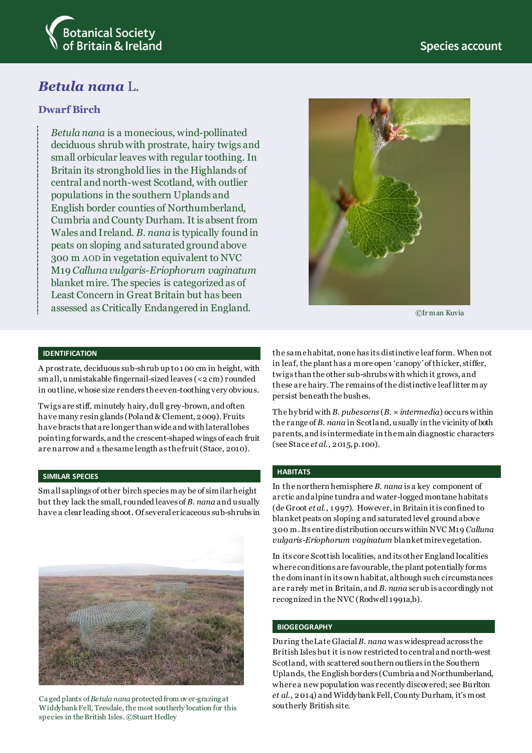Botanical Society of Britain & Ireland

Species account

# *Betula nana* L.

## Dwarf Birch

*Betula nana* is a monecious, wind-pollinated deciduous shrub with prostrate, hairy twigs and small orbicular leaves with regular toothing. In Britain its stronghold lies in the Highlands of central and north-west Scotland, with outlier populations in the southern Uplands and English border counties of Northumberland, Cumbria and County Durham. It is absent from Wales and Ireland. *B. nana* is typically found in peats on sloping and saturated ground above 300 m AOD in vegetation equivalent to NVC M19 *Calluna vulgaris-Eriophorum vaginatum* blanket mire. The species is categorized as of Least Concern in Great Britain but has been assessed as Critically Endangered in England.

©Irman Kuvia

## IDENTIFICATION

A prostrate, deciduous sub-shrub up to 100 cm in height, with small, unmistakable fingernail-sized leaves (<2 cm) rounded in outline, whose size renders the even-toothing very obvious.

Twigs are stiff, minutely hairy, dull grey-brown, and often have many resin glands (Poland & Clement, 2009). Fruits have bracts that are longer than wide and with lateral lobes pointing forwards, and the crescent-shaped wings of each fruit are narrow and ± the same length as the fruit (Stace, 2010).

## SIMILAR SPECIES

Small saplings of other birch species may be of similar height but they lack the small, rounded leaves of *B. nana* and usually have a clear leading shoot. Of several ericaceous sub-shrubs in the same habitat, none has its distinctive leaf form. When not in leaf, the plant has a more open 'canopy' of thicker, stiffer, twigs than the other sub-shrubs with which it grows, and these are hairy. The remains of the distinctive leaf litter may persist beneath the bushes.

The hybrid with *B. pubescens* (*B.* × *intermedia*) occurs within the range of *B. nana* in Scotland, usually in the vicinity of both parents, and is intermediate in the main diagnostic characters (see Stace *et al.*, 2015, p.100).

Caged plants of *Betula nana* protected from over-grazing at Widdybank Fell, Teesdale, the most southerly location for this species in the British Isles. ©Stuart Hedley

## HABITATS

In the northern hemisphere *B. nana* is a key component of arctic and alpine tundra and water-logged montane habitats (de Groot *et al.*, 1997). However, in Britain it is confined to blanket peats on sloping and saturated level ground above 300 m. Its entire distribution occurs within NVC M19 *Calluna vulgaris-Eriophorum vaginatum* blanket mire vegetation.

In its core Scottish localities, and its other England localities where conditions are favourable, the plant potentially forms the dominant in its own habitat, although such circumstances are rarely met in Britain, and *B. nana* scrub is accordingly not recognized in the NVC (Rodwell 1991a,b).

## BIOGEOGRAPHY

During the Late Glacial *B. nana* was widespread across the British Isles but it is now restricted to central and north-west Scotland, with scattered southern outliers in the Southern Uplands, the English borders (Cumbria and Northumberland, where a new population was recently discovered; see Burlton *et al.*, 2014) and Widdybank Fell, County Durham, it's most southerly British site.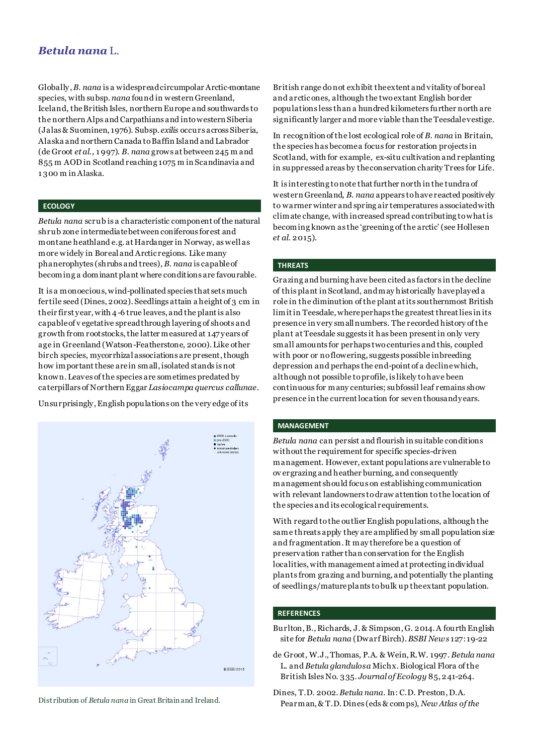## *Betula nana* L.

Globally, *B. nana* is a widespread circumpolar Arctic-montane species, with subsp. *nana* found in western Greenland, Iceland, the British Isles, northern Europe and southwards to the northern Alps and Carpathians and into western Siberia (Jalas & Suominen, 1976). Subsp. *exilis* occurs across Siberia, Alaska and northern Canada to Baffin Island and Labrador (de Groot *et al.*, 1997). *B. nana* grows at between 245 m and 855 m AOD in Scotland reaching 1075 m in Scandinavia and 1300 m in Alaska.

### ECOLOGY

*Betula nana* scrub is a characteristic component of the natural shrub zone intermediate between coniferous forest and montane heathland e.g. at Hardanger in Norway, as well as more widely in Boreal and Arctic regions. Like many phanerophytes (shrubs and trees), *B. nana* is capable of becoming a dominant plant where conditions are favourable.

It is a monoecious, wind-pollinated species that sets much fertile seed (Dines, 2002). Seedlings attain a height of 3 cm in their first year, with 4-6 true leaves, and the plant is also capable of vegetative spread through layering of shoots and growth from rootstocks, the latter measured at 147 years of age in Greenland (Watson-Featherstone, 2000). Like other birch species, mycorrhizal associations are present, though how important these are in small, isolated stands is not known. Leaves of the species are sometimes predated by caterpillars of Northern Eggar *Lasiocampa quercus callunae*.

Unsurprisingly, English populations on the very edge of its British range do not exhibit the extent and vitality of boreal and arctic ones, although the two extant English border populations less than a hundred kilometers further north are significantly larger and more viable than the Teesdale vestige.

In recognition of the lost ecological role of *B. nana* in Britain, the species has become a focus for restoration projects in Scotland, with for example, ex-situ cultivation and replanting in suppressed areas by the conservation charity Trees for Life.

It is interesting to note that further north in the tundra of western Greenland, *B. nana* appears to have reacted positively to warmer winter and spring air temperatures associated with climate change, with increased spread contributing to what is becoming known as the 'greening of the arctic' (see Hollesen *et al.* 2015).

Distribution of *Betula nana* in Great Britain and Ireland.

### THREATS

Grazing and burning have been cited as factors in the decline of this plant in Scotland, and may historically have played a role in the diminution of the plant at its southernmost British limit in Teesdale, where perhaps the greatest threat lies in its presence in very small numbers. The recorded history of the plant at Teesdale suggests it has been present in only very small amounts for perhaps two centuries and this, coupled with poor or no flowering, suggests possible inbreeding depression and perhaps the end-point of a decline which, although not possible to profile, is likely to have been continuous for many centuries; subfossil leaf remains show presence in the current location for seven thousand years.

### MANAGEMENT

*Betula nana* can persist and flourish in suitable conditions without the requirement for specific species-driven management. However, extant populations are vulnerable to overgrazing and heather burning, and consequently management should focus on establishing communication with relevant landowners to draw attention to the location of the species and its ecological requirements.

With regard to the outlier English populations, although the same threats apply they are amplified by small population size and fragmentation. It may therefore be a question of preservation rather than conservation for the English localities, with management aimed at protecting individual plants from grazing and burning, and potentially the planting of seedlings/mature plants to bulk up the extant population.

### REFERENCES

Burlton, B., Richards, J. & Simpson, G. 2014. A fourth English site for *Betula nana* (Dwarf Birch). *BSBI News* 127: 19-22

de Groot, W.J., Thomas, P.A. & Wein, R.W. 1997. *Betula nana* L. and *Betula glandulosa* Michx. Biological Flora of the British Isles No. 335. *Journal of Ecology* 85, 241-264.

Dines, T.D. 2002. *Betula nana*. In: C.D. Preston, D.A. Pearman, & T.D. Dines (eds & comps), *New Atlas of the*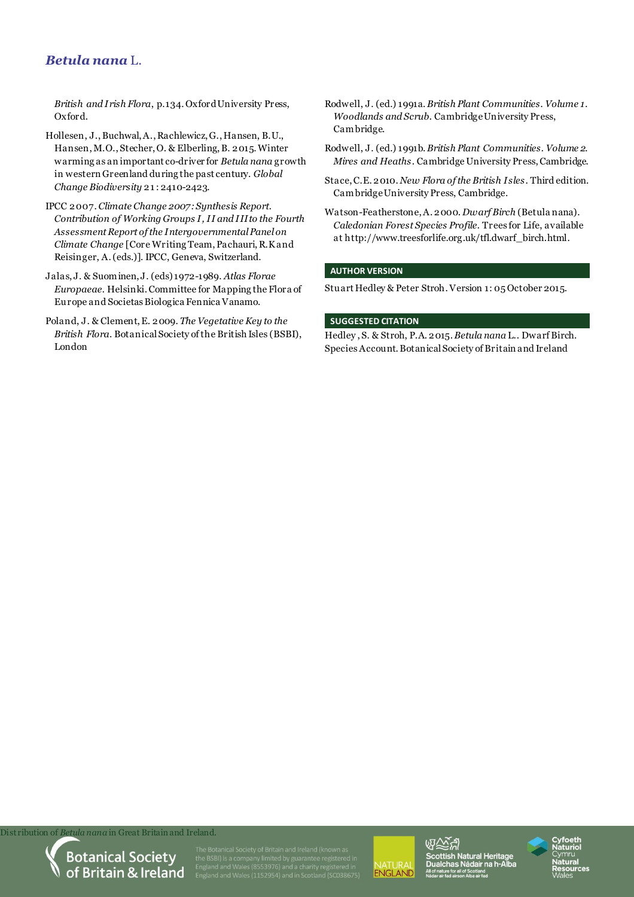British and Irish Flora, p.134. Oxford University Press, Oxford.

Hollesen, J., Buchwal, A., Rachlewicz, G., Hansen, B.U., Hansen, M.O., Stecher, O. & Elberling, B. 2015. Winter warming as an important co-driver for *Betula nana* growth in western Greenland during the past century. *Global Change Biodiversity* 21: 2410-2423.

IPCC 2007. *Climate Change 2007: Synthesis Report. Contribution of Working Groups I, II and III to the Fourth Assessment Report of the Intergovernmental Panel on Climate Change* [Core Writing Team, Pachauri, R.K and Reisinger, A. (eds.)]. IPCC, Geneva, Switzerland.

Jalas, J. & Suominen, J. (eds) 1972-1989. *Atlas Florae Europaeae*. Helsinki. Committee for Mapping the Flora of Europe and Societas Biologica Fennica Vanamo.

Poland, J. & Clement, E. 2009. *The Vegetative Key to the British Flora*. Botanical Society of the British Isles (BSBI), London

Rodwell, J. (ed.) 1991a. *British Plant Communities. Volume 1. Woodlands and Scrub*. Cambridge University Press, Cambridge.

Rodwell, J. (ed.) 1991b. *British Plant Communities. Volume 2. Mires and Heaths*. Cambridge University Press, Cambridge.

Stace, C.E. 2010. *New Flora of the British Isles*. Third edition. Cambridge University Press, Cambridge.

Watson-Featherstone, A. 2000. *Dwarf Birch* (Betula nana). *Caledonian Forest Species Profile*. Trees for Life, available at http://www.treesforlife.org.uk/tfl.dwarf_birch.html.

## AUTHOR VERSION

Stuart Hedley & Peter Stroh. Version 1: 05 October 2015.

## SUGGESTED CITATION

Hedley, S. & Stroh, P.A. 2015. *Betula nana* L.. Dwarf Birch. Species Account. Botanical Society of Britain and Ireland

Distribution of *Betula nana* in Great Britain and Ireland.

The Botanical Society of Britain and Ireland (known as the BSBI) is a company limited by guarantee registered in England and Wales (8553976) and a charity registered in England and Wales (1152954) and in Scotland (SC038675)